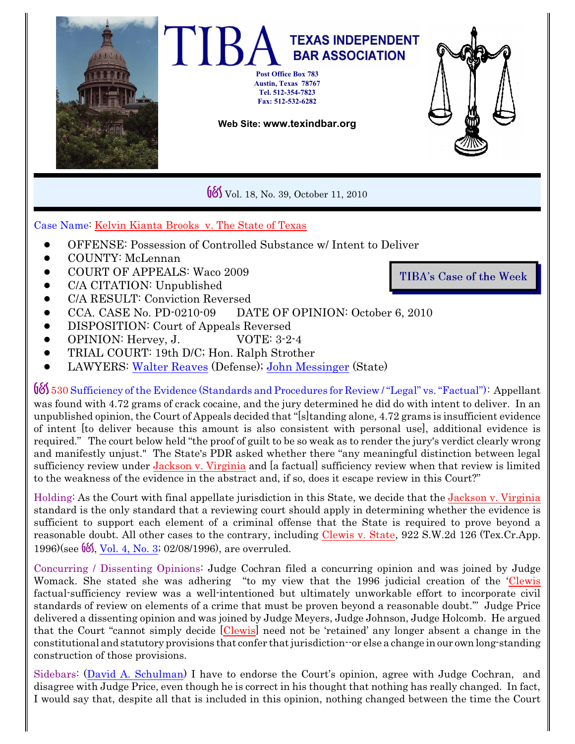# TIBA TEXAS INDEPENDENT BAR ASSOCIATION

Post Office Box 783
Austin, Texas 78767
Tel. 512-354-7823
Fax: 512-532-6282

Web Site: www.texindbar.org

---

Vol. 18, No. 39, October 11, 2010

---

Case Name: Kelvin Kianta Brooks v. The State of Texas

**TIBA's Case of the Week**

- OFFENSE: Possession of Controlled Substance w/ Intent to Deliver
- COUNTY: McLennan
- COURT OF APPEALS: Waco 2009
- C/A CITATION: Unpublished
- C/A RESULT: Conviction Reversed
- CCA. CASE No. PD-0210-09 DATE OF OPINION: October 6, 2010
- DISPOSITION: Court of Appeals Reversed
- OPINION: Hervey, J. VOTE: 3-2-4
- TRIAL COURT: 19th D/C; Hon. Ralph Strother
- LAWYERS: Walter Reaves (Defense); John Messinger (State)

530 Sufficiency of the Evidence (Standards and Procedures for Review / "Legal" vs. "Factual"): Appellant was found with 4.72 grams of crack cocaine, and the jury determined he did do with intent to deliver. In an unpublished opinion, the Court of Appeals decided that "[s]tanding alone, 4.72 grams is insufficient evidence of intent [to deliver because this amount is also consistent with personal use], additional evidence is required." The court below held "the proof of guilt to be so weak as to render the jury's verdict clearly wrong and manifestly unjust." The State's PDR asked whether there "any meaningful distinction between legal sufficiency review under Jackson v. Virginia and [a factual] sufficiency review when that review is limited to the weakness of the evidence in the abstract and, if so, does it escape review in this Court?"

Holding: As the Court with final appellate jurisdiction in this State, we decide that the Jackson v. Virginia standard is the only standard that a reviewing court should apply in determining whether the evidence is sufficient to support each element of a criminal offense that the State is required to prove beyond a reasonable doubt. All other cases to the contrary, including Clewis v. State, 922 S.W.2d 126 (Tex.Cr.App. 1996)(see , Vol. 4, No. 3; 02/08/1996), are overruled.

Concurring / Dissenting Opinions: Judge Cochran filed a concurring opinion and was joined by Judge Womack. She stated she was adhering "to my view that the 1996 judicial creation of the 'Clewis factual-sufficiency review was a well-intentioned but ultimately unworkable effort to incorporate civil standards of review on elements of a crime that must be proven beyond a reasonable doubt.'" Judge Price delivered a dissenting opinion and was joined by Judge Meyers, Judge Johnson, Judge Holcomb. He argued that the Court "cannot simply decide [Clewis] need not be 'retained' any longer absent a change in the constitutional and statutory provisions that confer that jurisdiction--or else a change in our own long-standing construction of those provisions.

Sidebars: (David A. Schulman) I have to endorse the Court's opinion, agree with Judge Cochran, and disagree with Judge Price, even though he is correct in his thought that nothing has really changed. In fact, I would say that, despite all that is included in this opinion, nothing changed between the time the Court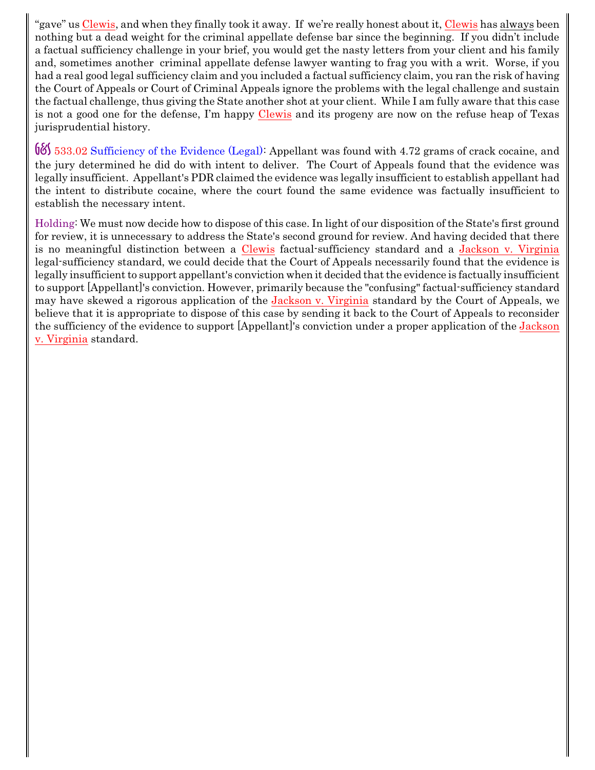"gave" us Clewis, and when they finally took it away. If we're really honest about it, Clewis has always been nothing but a dead weight for the criminal appellate defense bar since the beginning. If you didn't include a factual sufficiency challenge in your brief, you would get the nasty letters from your client and his family and, sometimes another criminal appellate defense lawyer wanting to frag you with a writ. Worse, if you had a real good legal sufficiency claim and you included a factual sufficiency claim, you ran the risk of having the Court of Appeals or Court of Criminal Appeals ignore the problems with the legal challenge and sustain the factual challenge, thus giving the State another shot at your client. While I am fully aware that this case is not a good one for the defense, I'm happy Clewis and its progeny are now on the refuse heap of Texas jurisprudential history.

G&S 533.02 Sufficiency of the Evidence (Legal): Appellant was found with 4.72 grams of crack cocaine, and the jury determined he did do with intent to deliver. The Court of Appeals found that the evidence was legally insufficient. Appellant's PDR claimed the evidence was legally insufficient to establish appellant had the intent to distribute cocaine, where the court found the same evidence was factually insufficient to establish the necessary intent.

Holding: We must now decide how to dispose of this case. In light of our disposition of the State's first ground for review, it is unnecessary to address the State's second ground for review. And having decided that there is no meaningful distinction between a Clewis factual-sufficiency standard and a Jackson v. Virginia legal-sufficiency standard, we could decide that the Court of Appeals necessarily found that the evidence is legally insufficient to support appellant's conviction when it decided that the evidence is factually insufficient to support [Appellant]'s conviction. However, primarily because the "confusing" factual-sufficiency standard may have skewed a rigorous application of the Jackson v. Virginia standard by the Court of Appeals, we believe that it is appropriate to dispose of this case by sending it back to the Court of Appeals to reconsider the sufficiency of the evidence to support [Appellant]'s conviction under a proper application of the Jackson v. Virginia standard.